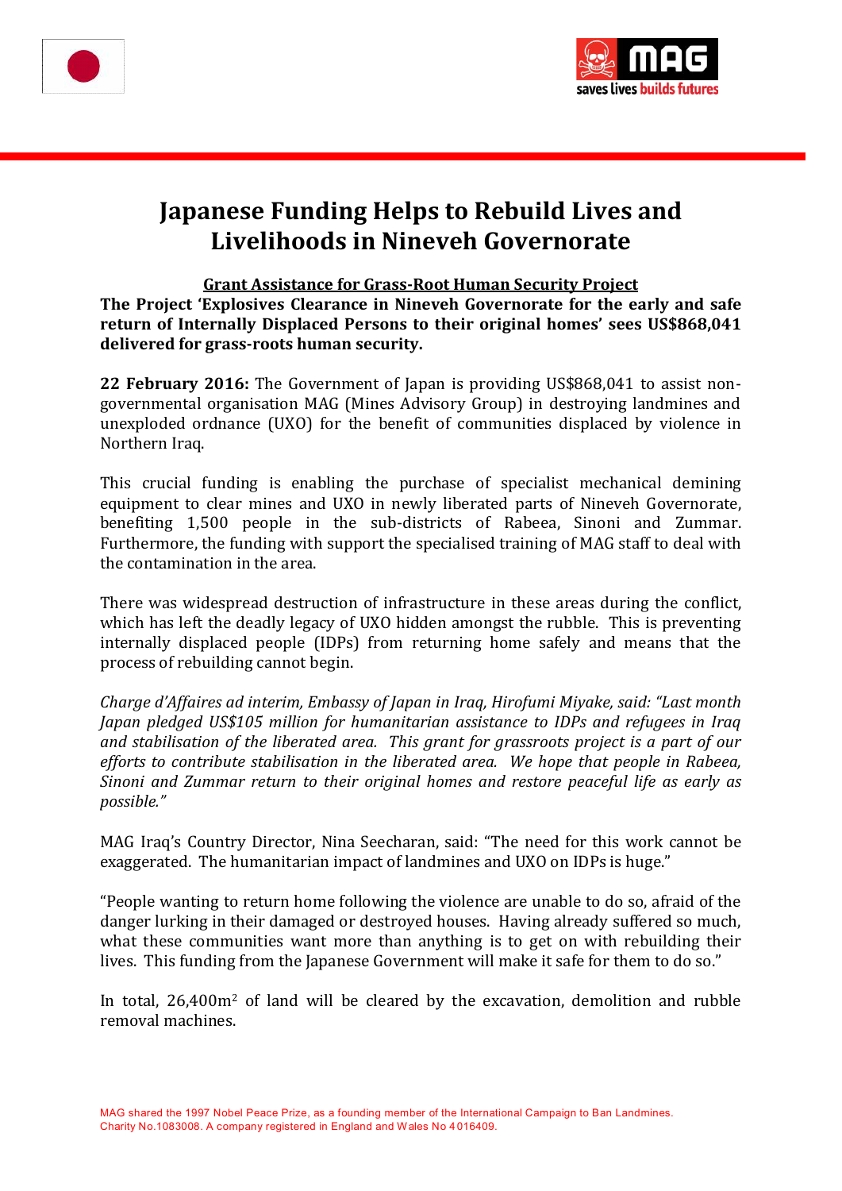# Japanese Funding Helps to Rebuild Lives and Livelihoods in Nineveh Governorate

**Grant Assistance for Grass-Root Human Security Project**

**The Project 'Explosives Clearance in Nineveh Governorate for the early and safe return of Internally Displaced Persons to their original homes' sees US$868,041 delivered for grass-roots human security.**

**22 February 2016:** The Government of Japan is providing US$868,041 to assist non-governmental organisation MAG (Mines Advisory Group) in destroying landmines and unexploded ordnance (UXO) for the benefit of communities displaced by violence in Northern Iraq.

This crucial funding is enabling the purchase of specialist mechanical demining equipment to clear mines and UXO in newly liberated parts of Nineveh Governorate, benefiting 1,500 people in the sub-districts of Rabeea, Sinoni and Zummar. Furthermore, the funding with support the specialised training of MAG staff to deal with the contamination in the area.

There was widespread destruction of infrastructure in these areas during the conflict, which has left the deadly legacy of UXO hidden amongst the rubble. This is preventing internally displaced people (IDPs) from returning home safely and means that the process of rebuilding cannot begin.

*Charge d'Affaires ad interim, Embassy of Japan in Iraq, Hirofumi Miyake, said: "Last month Japan pledged US$105 million for humanitarian assistance to IDPs and refugees in Iraq and stabilisation of the liberated area. This grant for grassroots project is a part of our efforts to contribute stabilisation in the liberated area. We hope that people in Rabeea, Sinoni and Zummar return to their original homes and restore peaceful life as early as possible."*

MAG Iraq's Country Director, Nina Seecharan, said: "The need for this work cannot be exaggerated. The humanitarian impact of landmines and UXO on IDPs is huge."

"People wanting to return home following the violence are unable to do so, afraid of the danger lurking in their damaged or destroyed houses. Having already suffered so much, what these communities want more than anything is to get on with rebuilding their lives. This funding from the Japanese Government will make it safe for them to do so."

In total, 26,400$m^2$ of land will be cleared by the excavation, demolition and rubble removal machines.

MAG shared the 1997 Nobel Peace Prize, as a founding member of the International Campaign to Ban Landmines.
Charity No.1083008. A company registered in England and Wales No 4016409.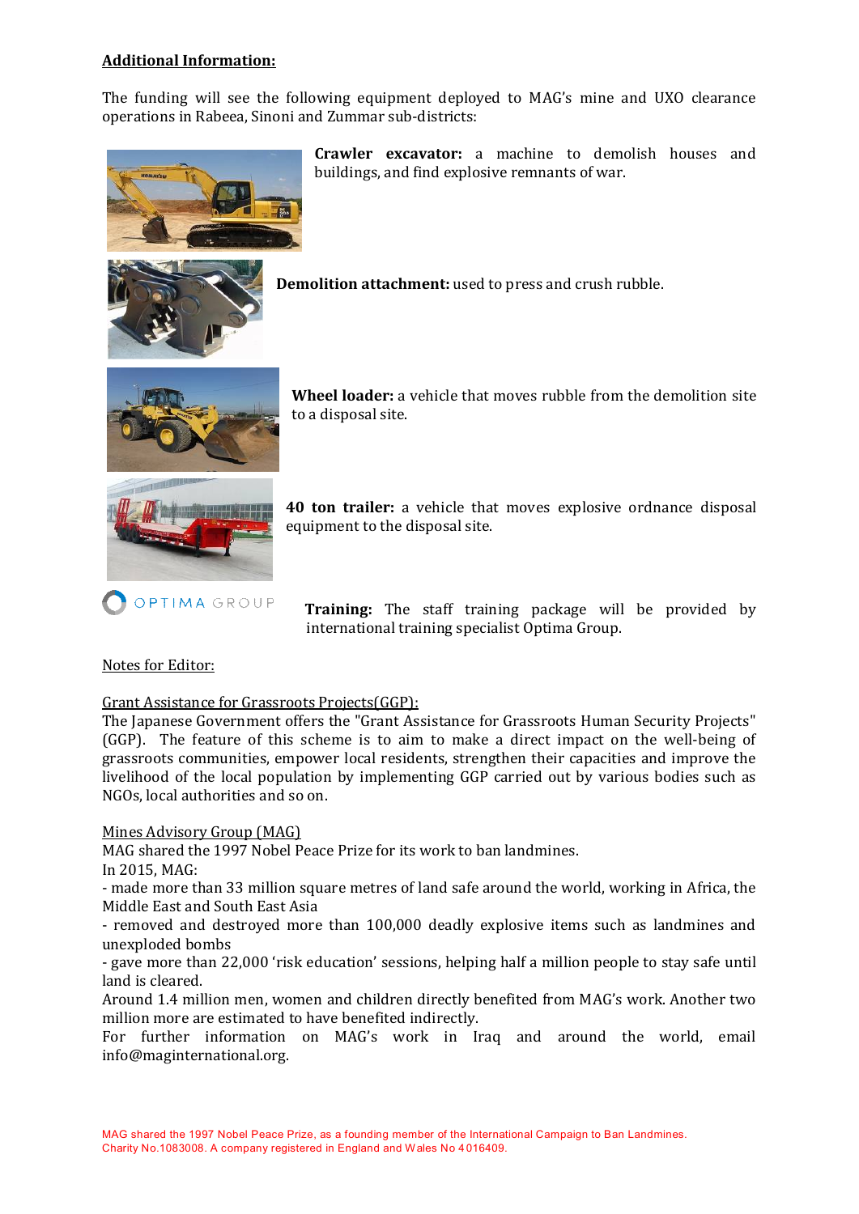## Additional Information:

The funding will see the following equipment deployed to MAG's mine and UXO clearance operations in Rabeea, Sinoni and Zummar sub-districts:

**Crawler excavator:** a machine to demolish houses and buildings, and find explosive remnants of war.

**Demolition attachment:** used to press and crush rubble.

**Wheel loader:** a vehicle that moves rubble from the demolition site to a disposal site.

**40 ton trailer:** a vehicle that moves explosive ordnance disposal equipment to the disposal site.

**Training:** The staff training package will be provided by international training specialist Optima Group.

### Notes for Editor:

**Grant Assistance for Grassroots Projects(GGP):**

The Japanese Government offers the "Grant Assistance for Grassroots Human Security Projects" (GGP). The feature of this scheme is to aim to make a direct impact on the well-being of grassroots communities, empower local residents, strengthen their capacities and improve the livelihood of the local population by implementing GGP carried out by various bodies such as NGOs, local authorities and so on.

**Mines Advisory Group (MAG)**

MAG shared the 1997 Nobel Peace Prize for its work to ban landmines.

In 2015, MAG:

- made more than 33 million square metres of land safe around the world, working in Africa, the Middle East and South East Asia
- removed and destroyed more than 100,000 deadly explosive items such as landmines and unexploded bombs
- gave more than 22,000 'risk education' sessions, helping half a million people to stay safe until land is cleared.

Around 1.4 million men, women and children directly benefited from MAG's work. Another two million more are estimated to have benefited indirectly.

For further information on MAG's work in Iraq and around the world, email info@maginternational.org.

MAG shared the 1997 Nobel Peace Prize, as a founding member of the International Campaign to Ban Landmines.
Charity No.1083008. A company registered in England and Wales No 4016409.